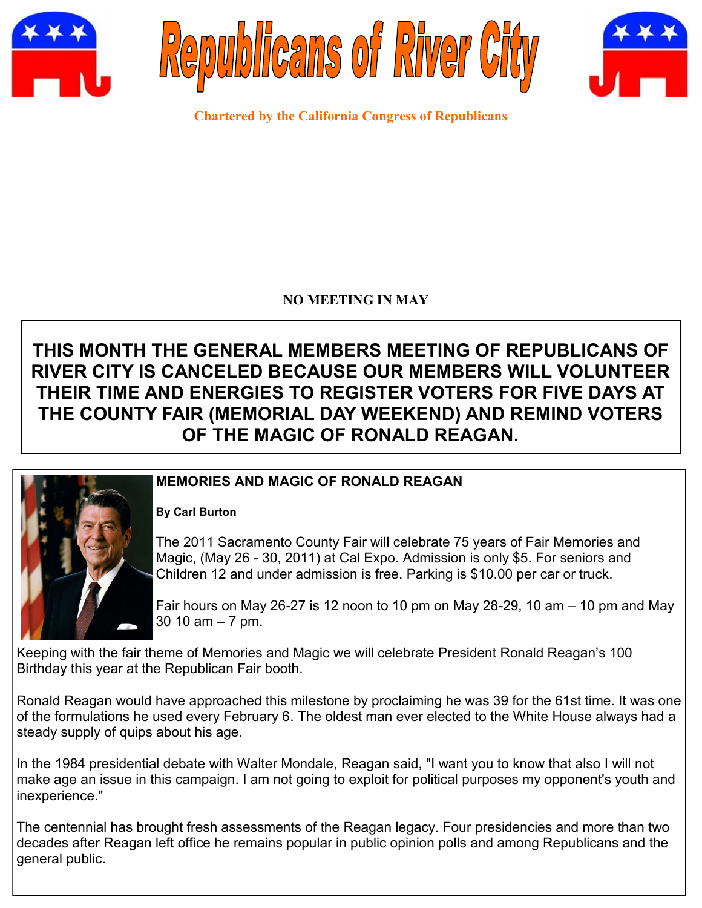# Republicans of River City

**Chartered by the California Congress of Republicans**

**NO MEETING IN MAY**

**THIS MONTH THE GENERAL MEMBERS MEETING OF REPUBLICANS OF RIVER CITY IS CANCELED BECAUSE OUR MEMBERS WILL VOLUNTEER THEIR TIME AND ENERGIES TO REGISTER VOTERS FOR FIVE DAYS AT THE COUNTY FAIR (MEMORIAL DAY WEEKEND) AND REMIND VOTERS OF THE MAGIC OF RONALD REAGAN.**

## MEMORIES AND MAGIC OF RONALD REAGAN

**By Carl Burton**

The 2011 Sacramento County Fair will celebrate 75 years of Fair Memories and Magic, (May 26 - 30, 2011) at Cal Expo. Admission is only $5. For seniors and Children 12 and under admission is free. Parking is $10.00 per car or truck.

Fair hours on May 26-27 is 12 noon to 10 pm on May 28-29, 10 am – 10 pm and May 30 10 am – 7 pm.

Keeping with the fair theme of Memories and Magic we will celebrate President Ronald Reagan's 100 Birthday this year at the Republican Fair booth.

Ronald Reagan would have approached this milestone by proclaiming he was 39 for the 61st time. It was one of the formulations he used every February 6. The oldest man ever elected to the White House always had a steady supply of quips about his age.

In the 1984 presidential debate with Walter Mondale, Reagan said, "I want you to know that also I will not make age an issue in this campaign. I am not going to exploit for political purposes my opponent's youth and inexperience."

The centennial has brought fresh assessments of the Reagan legacy. Four presidencies and more than two decades after Reagan left office he remains popular in public opinion polls and among Republicans and the general public.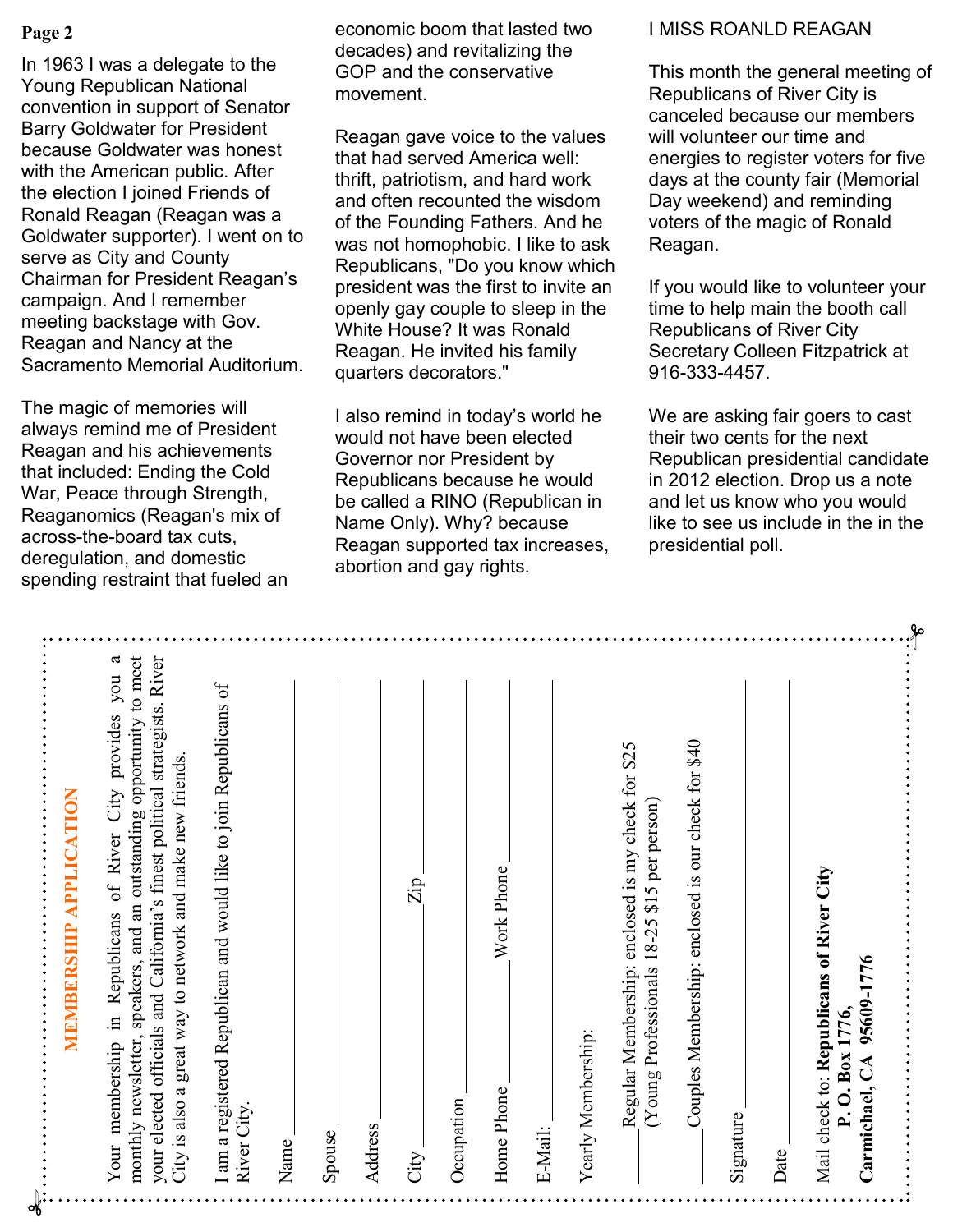In 1963 I was a delegate to the Young Republican National convention in support of Senator Barry Goldwater for President because Goldwater was honest with the American public. After the election I joined Friends of Ronald Reagan (Reagan was a Goldwater supporter). I went on to serve as City and County Chairman for President Reagan's campaign. And I remember meeting backstage with Gov. Reagan and Nancy at the Sacramento Memorial Auditorium.

The magic of memories will always remind me of President Reagan and his achievements that included: Ending the Cold War, Peace through Strength, Reaganomics (Reagan's mix of across-the-board tax cuts, deregulation, and domestic spending restraint that fueled an economic boom that lasted two decades) and revitalizing the GOP and the conservative movement.

Reagan gave voice to the values that had served America well: thrift, patriotism, and hard work and often recounted the wisdom of the Founding Fathers. And he was not homophobic. I like to ask Republicans, "Do you know which president was the first to invite an openly gay couple to sleep in the White House? It was Ronald Reagan. He invited his family quarters decorators."

I also remind in today's world he would not have been elected Governor nor President by Republicans because he would be called a RINO (Republican in Name Only). Why? because Reagan supported tax increases, abortion and gay rights.

I MISS ROANLD REAGAN

This month the general meeting of Republicans of River City is canceled because our members will volunteer our time and energies to register voters for five days at the county fair (Memorial Day weekend) and reminding voters of the magic of Ronald Reagan.

If you would like to volunteer your time to help main the booth call Republicans of River City Secretary Colleen Fitzpatrick at 916-333-4457.

We are asking fair goers to cast their two cents for the next Republican presidential candidate in 2012 election. Drop us a note and let us know who you would like to see us include in the in the presidential poll.

## MEMBERSHIP APPLICATION

Your membership in Republicans of River City provides you a monthly newsletter, speakers, and an outstanding opportunity to meet your elected officials and California's finest political strategists. River City is also a great way to network and make new friends.

I am a registered Republican and would like to join Republicans of River City.

Name ____________________

Spouse ____________________

Address ____________________

City ____________ Zip ____________

Occupation ____________________

Home Phone ____________ Work Phone ____________

E-Mail: ____________________

Yearly Membership:

____ Regular Membership: enclosed is my check for $25 (Young Professionals 18-25 $15 per person)

____ Couples Membership: enclosed is our check for $40

Signature ____________________

Date ____________________

Mail check to: **Republicans of River City**
**P. O. Box 1776,**
**Carmichael, CA 95609-1776**